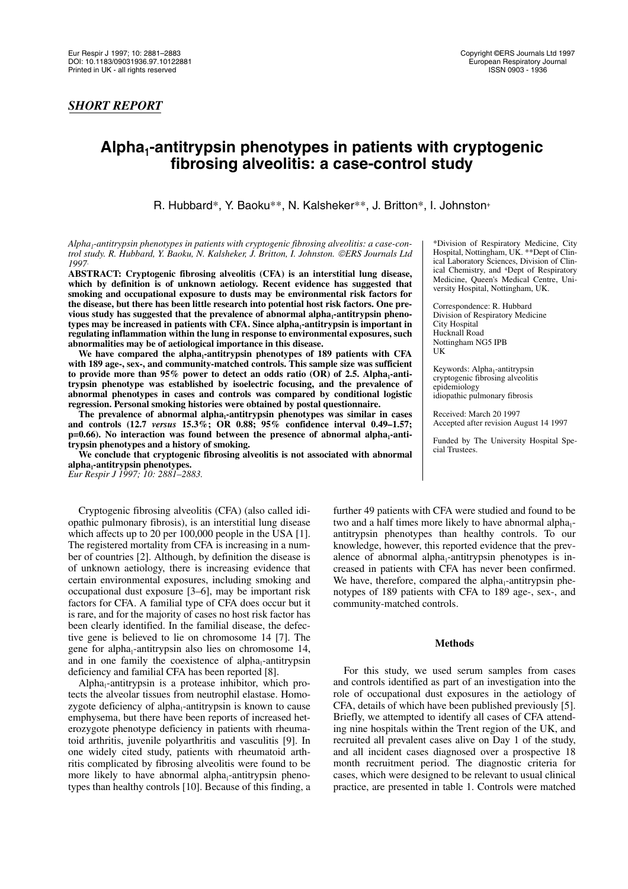*SHORT REPORT*

# $Alpha_1$-antitrypsin phenotypes in patients with cryptogenic fibrosing alveolitis: a case-control study

R. Hubbard*, Y. Baoku**, N. Kalsheker**, J. Britton*, I. Johnston+

*$Alpha_1$-antitrypsin phenotypes in patients with cryptogenic fibrosing alveolitis: a case-control study. R. Hubbard, Y. Baoku, N. Kalsheker, J. Britton, I. Johnston. ©ERS Journals Ltd 1997.*

**ABSTRACT: Cryptogenic fibrosing alveolitis (CFA) is an interstitial lung disease, which by definition is of unknown aetiology. Recent evidence has suggested that smoking and occupational exposure to dusts may be environmental risk factors for the disease, but there has been little research into potential host risk factors. One previous study has suggested that the prevalence of abnormal $alpha_1$-antitrypsin phenotypes may be increased in patients with CFA. Since $alpha_1$-antitrypsin is important in regulating inflammation within the lung in response to environmental exposures, such abnormalities may be of aetiological importance in this disease.**

**We have compared the $alpha_1$-antitrypsin phenotypes of 189 patients with CFA with 189 age-, sex-, and community-matched controls. This sample size was sufficient to provide more than 95% power to detect an odds ratio (OR) of 2.5. $Alpha_1$-antitrypsin phenotype was established by isoelectric focusing, and the prevalence of abnormal phenotypes in cases and controls was compared by conditional logistic regression. Personal smoking histories were obtained by postal questionnaire.**

**The prevalence of abnormal $alpha_1$-antitrypsin phenotypes was similar in cases and controls (12.7 *versus* 15.3%; OR 0.88; 95% confidence interval 0.49–1.57; p=0.66). No interaction was found between the presence of abnormal $alpha_1$-antitrypsin phenotypes and a history of smoking.**

**We conclude that cryptogenic fibrosing alveolitis is not associated with abnormal $alpha_1$-antitrypsin phenotypes.**

*Eur Respir J 1997; 10: 2881–2883.*

*Division of Respiratory Medicine, City Hospital, Nottingham, UK. **Dept of Clinical Laboratory Sciences, Division of Clinical Chemistry, and +Dept of Respiratory Medicine, Queen's Medical Centre, University Hospital, Nottingham, UK.

Correspondence: R. Hubbard
Division of Respiratory Medicine
City Hospital
Hucknall Road
Nottingham NG5 IPB
UK

Keywords: $Alpha_1$-antitrypsin
cryptogenic fibrosing alveolitis
epidemiology
idiopathic pulmonary fibrosis

Received: March 20 1997
Accepted after revision August 14 1997

Funded by The University Hospital Special Trustees.

Cryptogenic fibrosing alveolitis (CFA) (also called idiopathic pulmonary fibrosis), is an interstitial lung disease which affects up to 20 per 100,000 people in the USA [1]. The registered mortality from CFA is increasing in a number of countries [2]. Although, by definition the disease is of unknown aetiology, there is increasing evidence that certain environmental exposures, including smoking and occupational dust exposure [3–6], may be important risk factors for CFA. A familial type of CFA does occur but it is rare, and for the majority of cases no host risk factor has been clearly identified. In the familial disease, the defective gene is believed to lie on chromosome 14 [7]. The gene for $alpha_1$-antitrypsin also lies on chromosome 14, and in one family the coexistence of $alpha_1$-antitrypsin deficiency and familial CFA has been reported [8].

$Alpha_1$-antitrypsin is a protease inhibitor, which protects the alveolar tissues from neutrophil elastase. Homozygote deficiency of $alpha_1$-antitrypsin is known to cause emphysema, but there have been reports of increased heterozygote phenotype deficiency in patients with rheumatoid arthritis, juvenile polyarthritis and vasculitis [9]. In one widely cited study, patients with rheumatoid arthritis complicated by fibrosing alveolitis were found to be more likely to have abnormal $alpha_1$-antitrypsin phenotypes than healthy controls [10]. Because of this finding, a further 49 patients with CFA were studied and found to be two and a half times more likely to have abnormal $alpha_1$-antitrypsin phenotypes than healthy controls. To our knowledge, however, this reported evidence that the prevalence of abnormal $alpha_1$-antitrypsin phenotypes is increased in patients with CFA has never been confirmed. We have, therefore, compared the $alpha_1$-antitrypsin phenotypes of 189 patients with CFA to 189 age-, sex-, and community-matched controls.

## Methods

For this study, we used serum samples from cases and controls identified as part of an investigation into the role of occupational dust exposures in the aetiology of CFA, details of which have been published previously [5]. Briefly, we attempted to identify all cases of CFA attending nine hospitals within the Trent region of the UK, and recruited all prevalent cases alive on Day 1 of the study, and all incident cases diagnosed over a prospective 18 month recruitment period. The diagnostic criteria for cases, which were designed to be relevant to usual clinical practice, are presented in table 1. Controls were matched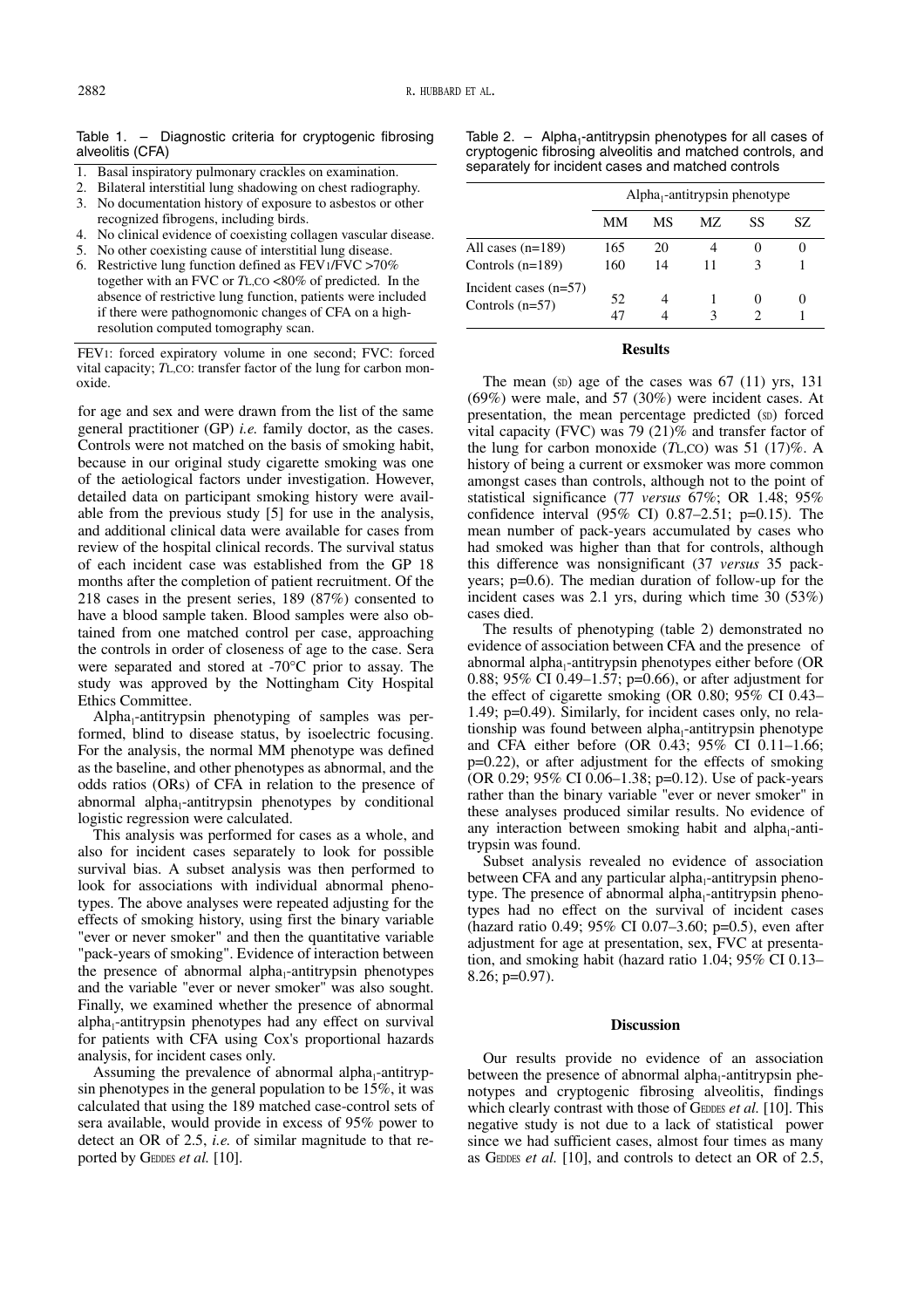Table 1. – Diagnostic criteria for cryptogenic fibrosing alveolitis (CFA)

1. Basal inspiratory pulmonary crackles on examination.
2. Bilateral interstitial lung shadowing on chest radiography.
3. No documentation history of exposure to asbestos or other recognized fibrogens, including birds.
4. No clinical evidence of coexisting collagen vascular disease.
5. No other coexisting cause of interstitial lung disease.
6. Restrictive lung function defined as FEV1/FVC >70% together with an FVC or $T_{L,CO}$ <80% of predicted. In the absence of restrictive lung function, patients were included if there were pathognomonic changes of CFA on a high-resolution computed tomography scan.

FEV1: forced expiratory volume in one second; FVC: forced vital capacity; $T_{L,CO}$: transfer factor of the lung for carbon monoxide.

for age and sex and were drawn from the list of the same general practitioner (GP) *i.e.* family doctor, as the cases. Controls were not matched on the basis of smoking habit, because in our original study cigarette smoking was one of the aetiological factors under investigation. However, detailed data on participant smoking history were available from the previous study [5] for use in the analysis, and additional clinical data were available for cases from review of the hospital clinical records. The survival status of each incident case was established from the GP 18 months after the completion of patient recruitment. Of the 218 cases in the present series, 189 (87%) consented to have a blood sample taken. Blood samples were also obtained from one matched control per case, approaching the controls in order of closeness of age to the case. Sera were separated and stored at -70°C prior to assay. The study was approved by the Nottingham City Hospital Ethics Committee.

Alpha$_1$-antitrypsin phenotyping of samples was performed, blind to disease status, by isoelectric focusing. For the analysis, the normal MM phenotype was defined as the baseline, and other phenotypes as abnormal, and the odds ratios (ORs) of CFA in relation to the presence of abnormal alpha$_1$-antitrypsin phenotypes by conditional logistic regression were calculated.

This analysis was performed for cases as a whole, and also for incident cases separately to look for possible survival bias. A subset analysis was then performed to look for associations with individual abnormal phenotypes. The above analyses were repeated adjusting for the effects of smoking history, using first the binary variable "ever or never smoker" and then the quantitative variable "pack-years of smoking". Evidence of interaction between the presence of abnormal alpha$_1$-antitrypsin phenotypes and the variable "ever or never smoker" was also sought. Finally, we examined whether the presence of abnormal alpha$_1$-antitrypsin phenotypes had any effect on survival for patients with CFA using Cox's proportional hazards analysis, for incident cases only.

Assuming the prevalence of abnormal alpha$_1$-antitrypsin phenotypes in the general population to be 15%, it was calculated that using the 189 matched case-control sets of sera available, would provide in excess of 95% power to detect an OR of 2.5, *i.e.* of similar magnitude to that reported by GEDDES *et al.* [10].

Table 2. – Alpha$_1$-antitrypsin phenotypes for all cases of cryptogenic fibrosing alveolitis and matched controls, and separately for incident cases and matched controls

| | Alpha$_1$-antitrypsin phenotype | | | | |
|---|---|---|---|---|---|
| | MM | MS | MZ | SS | SZ |
| All cases (n=189) | 165 | 20 | 4 | 0 | 0 |
| Controls (n=189) | 160 | 14 | 11 | 3 | 1 |
| Incident cases (n=57) | 52 | 4 | 1 | 0 | 0 |
| Controls (n=57) | 47 | 4 | 3 | 2 | 1 |

## Results

The mean (SD) age of the cases was 67 (11) yrs, 131 (69%) were male, and 57 (30%) were incident cases. At presentation, the mean percentage predicted (SD) forced vital capacity (FVC) was 79 (21)% and transfer factor of the lung for carbon monoxide ($T_{L,CO}$) was 51 (17)%. A history of being a current or exsmoker was more common amongst cases than controls, although not to the point of statistical significance (77 *versus* 67%; OR 1.48; 95% confidence interval (95% CI) 0.87–2.51; p=0.15). The mean number of pack-years accumulated by cases who had smoked was higher than that for controls, although this difference was nonsignificant (37 *versus* 35 pack-years; p=0.6). The median duration of follow-up for the incident cases was 2.1 yrs, during which time 30 (53%) cases died.

The results of phenotyping (table 2) demonstrated no evidence of association between CFA and the presence of abnormal alpha$_1$-antitrypsin phenotypes either before (OR 0.88; 95% CI 0.49–1.57; p=0.66), or after adjustment for the effect of cigarette smoking (OR 0.80; 95% CI 0.43–1.49; p=0.49). Similarly, for incident cases only, no relationship was found between alpha$_1$-antitrypsin phenotype and CFA either before (OR 0.43; 95% CI 0.11–1.66; p=0.22), or after adjustment for the effects of smoking (OR 0.29; 95% CI 0.06–1.38; p=0.12). Use of pack-years rather than the binary variable "ever or never smoker" in these analyses produced similar results. No evidence of any interaction between smoking habit and alpha$_1$-antitrypsin was found.

Subset analysis revealed no evidence of association between CFA and any particular alpha$_1$-antitrypsin phenotype. The presence of abnormal alpha$_1$-antitrypsin phenotypes had no effect on the survival of incident cases (hazard ratio 0.49; 95% CI 0.07–3.60; p=0.5), even after adjustment for age at presentation, sex, FVC at presentation, and smoking habit (hazard ratio 1.04; 95% CI 0.13–8.26; p=0.97).

## Discussion

Our results provide no evidence of an association between the presence of abnormal alpha$_1$-antitrypsin phenotypes and cryptogenic fibrosing alveolitis, findings which clearly contrast with those of GEDDES *et al.* [10]. This negative study is not due to a lack of statistical power since we had sufficient cases, almost four times as many as GEDDES *et al.* [10], and controls to detect an OR of 2.5,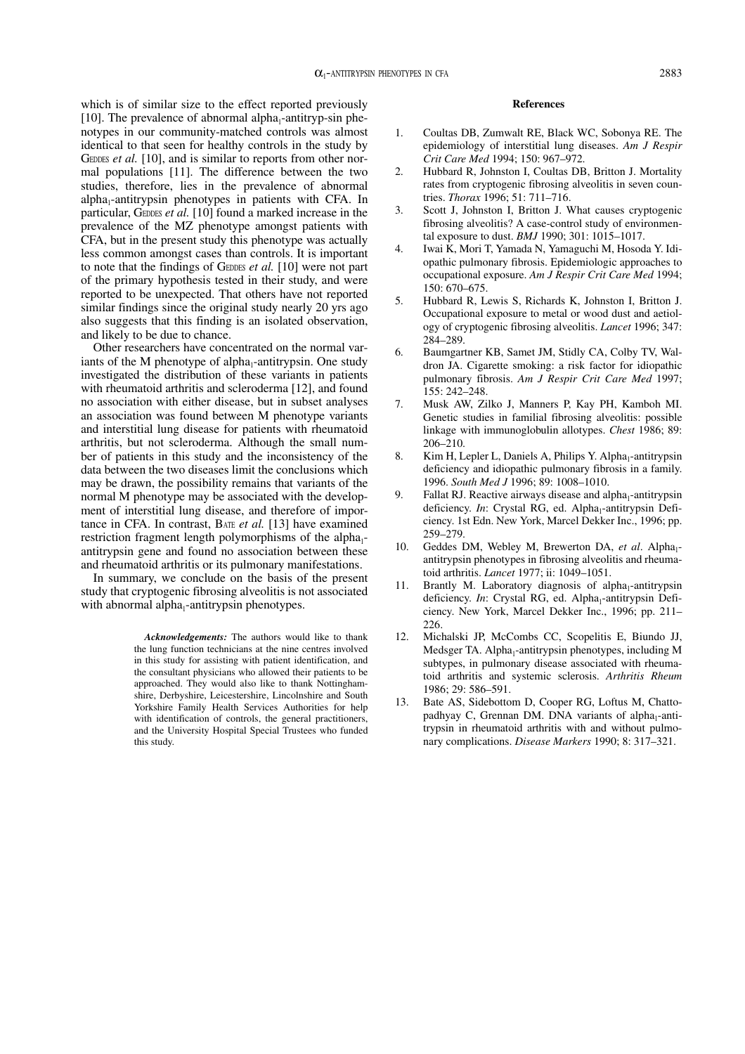which is of similar size to the effect reported previously [10]. The prevalence of abnormal alpha$_1$-antitryp-sin phenotypes in our community-matched controls was almost identical to that seen for healthy controls in the study by GEDDES *et al.* [10], and is similar to reports from other normal populations [11]. The difference between the two studies, therefore, lies in the prevalence of abnormal alpha$_1$-antitrypsin phenotypes in patients with CFA. In particular, GEDDES *et al.* [10] found a marked increase in the prevalence of the MZ phenotype amongst patients with CFA, but in the present study this phenotype was actually less common amongst cases than controls. It is important to note that the findings of GEDDES *et al.* [10] were not part of the primary hypothesis tested in their study, and were reported to be unexpected. That others have not reported similar findings since the original study nearly 20 yrs ago also suggests that this finding is an isolated observation, and likely to be due to chance.

Other researchers have concentrated on the normal variants of the M phenotype of alpha$_1$-antitrypsin. One study investigated the distribution of these variants in patients with rheumatoid arthritis and scleroderma [12], and found no association with either disease, but in subset analyses an association was found between M phenotype variants and interstitial lung disease for patients with rheumatoid arthritis, but not scleroderma. Although the small number of patients in this study and the inconsistency of the data between the two diseases limit the conclusions which may be drawn, the possibility remains that variants of the normal M phenotype may be associated with the development of interstitial lung disease, and therefore of importance in CFA. In contrast, BATE *et al.* [13] have examined restriction fragment length polymorphisms of the alpha$_1$-antitrypsin gene and found no association between these and rheumatoid arthritis or its pulmonary manifestations.

In summary, we conclude on the basis of the present study that cryptogenic fibrosing alveolitis is not associated with abnormal alpha$_1$-antitrypsin phenotypes.

***Acknowledgements:*** The authors would like to thank the lung function technicians at the nine centres involved in this study for assisting with patient identification, and the consultant physicians who allowed their patients to be approached. They would also like to thank Nottinghamshire, Derbyshire, Leicestershire, Lincolnshire and South Yorkshire Family Health Services Authorities for help with identification of controls, the general practitioners, and the University Hospital Special Trustees who funded this study.

## References

1. Coultas DB, Zumwalt RE, Black WC, Sobonya RE. The epidemiology of interstitial lung diseases. *Am J Respir Crit Care Med* 1994; 150: 967–972.
2. Hubbard R, Johnston I, Coultas DB, Britton J. Mortality rates from cryptogenic fibrosing alveolitis in seven countries. *Thorax* 1996; 51: 711–716.
3. Scott J, Johnston I, Britton J. What causes cryptogenic fibrosing alveolitis? A case-control study of environmental exposure to dust. *BMJ* 1990; 301: 1015–1017.
4. Iwai K, Mori T, Yamada N, Yamaguchi M, Hosoda Y. Idiopathic pulmonary fibrosis. Epidemiologic approaches to occupational exposure. *Am J Respir Crit Care Med* 1994; 150: 670–675.
5. Hubbard R, Lewis S, Richards K, Johnston I, Britton J. Occupational exposure to metal or wood dust and aetiology of cryptogenic fibrosing alveolitis. *Lancet* 1996; 347: 284–289.
6. Baumgartner KB, Samet JM, Stidly CA, Colby TV, Waldron JA. Cigarette smoking: a risk factor for idiopathic pulmonary fibrosis. *Am J Respir Crit Care Med* 1997; 155: 242–248.
7. Musk AW, Zilko J, Manners P, Kay PH, Kamboh MI. Genetic studies in familial fibrosing alveolitis: possible linkage with immunoglobulin allotypes. *Chest* 1986; 89: 206–210.
8. Kim H, Lepler L, Daniels A, Philips Y. Alpha$_1$-antitrypsin deficiency and idiopathic pulmonary fibrosis in a family. 1996. *South Med J* 1996; 89: 1008–1010.
9. Fallat RJ. Reactive airways disease and alpha$_1$-antitrypsin deficiency. *In*: Crystal RG, ed. Alpha$_1$-antitrypsin Deficiency. 1st Edn. New York, Marcel Dekker Inc., 1996; pp. 259–279.
10. Geddes DM, Webley M, Brewerton DA, *et al*. Alpha$_1$-antitrypsin phenotypes in fibrosing alveolitis and rheumatoid arthritis. *Lancet* 1977; ii: 1049–1051.
11. Brantly M. Laboratory diagnosis of alpha$_1$-antitrypsin deficiency. *In*: Crystal RG, ed. Alpha$_1$-antitrypsin Deficiency. New York, Marcel Dekker Inc., 1996; pp. 211–226.
12. Michalski JP, McCombs CC, Scopelitis E, Biundo JJ, Medsger TA. Alpha$_1$-antitrypsin phenotypes, including M subtypes, in pulmonary disease associated with rheumatoid arthritis and systemic sclerosis. *Arthritis Rheum* 1986; 29: 586–591.
13. Bate AS, Sidebottom D, Cooper RG, Loftus M, Chattopadhyay C, Grennan DM. DNA variants of alpha$_1$-antitrypsin in rheumatoid arthritis with and without pulmonary complications. *Disease Markers* 1990; 8: 317–321.